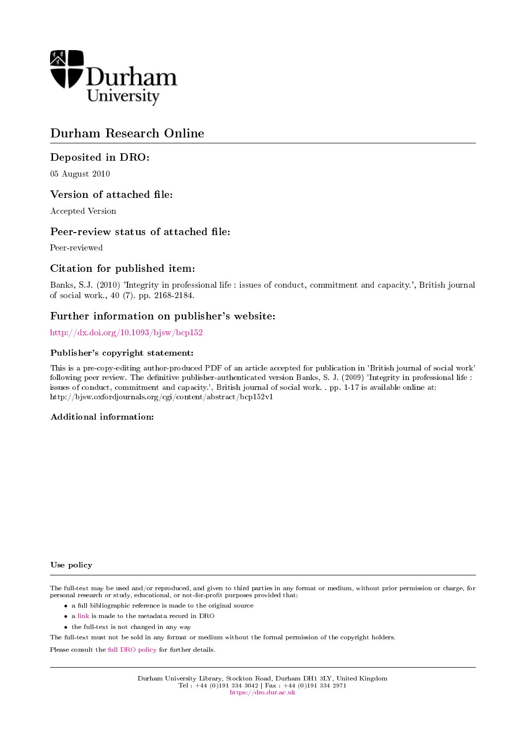Durham University

# Durham Research Online

## Deposited in DRO:

05 August 2010

## Version of attached file:

Accepted Version

## Peer-review status of attached file:

Peer-reviewed

## Citation for published item:

Banks, S.J. (2010) 'Integrity in professional life : issues of conduct, commitment and capacity.', British journal of social work., 40 (7). pp. 2168-2184.

## Further information on publisher's website:

http://dx.doi.org/10.1093/bjsw/bcp152

### Publisher's copyright statement:

This is a pre-copy-editing author-produced PDF of an article accepted for publication in 'British journal of social work' following peer review. The definitive publisher-authenticated version Banks, S. J. (2009) 'Integrity in professional life : issues of conduct, commitment and capacity.', British journal of social work. . pp. 1-17 is available online at: http://bjsw.oxfordjournals.org/cgi/content/abstract/bcp152v1

### Additional information:

### Use policy

The full-text may be used and/or reproduced, and given to third parties in any format or medium, without prior permission or charge, for personal research or study, educational, or not-for-profit purposes provided that:

- a full bibliographic reference is made to the original source
- a link is made to the metadata record in DRO
- the full-text is not changed in any way

The full-text must not be sold in any format or medium without the formal permission of the copyright holders.

Please consult the full DRO policy for further details.

Durham University Library, Stockton Road, Durham DH1 3LY, United Kingdom
Tel : +44 (0)191 334 3042 | Fax : +44 (0)191 334 2971
https://dro.dur.ac.uk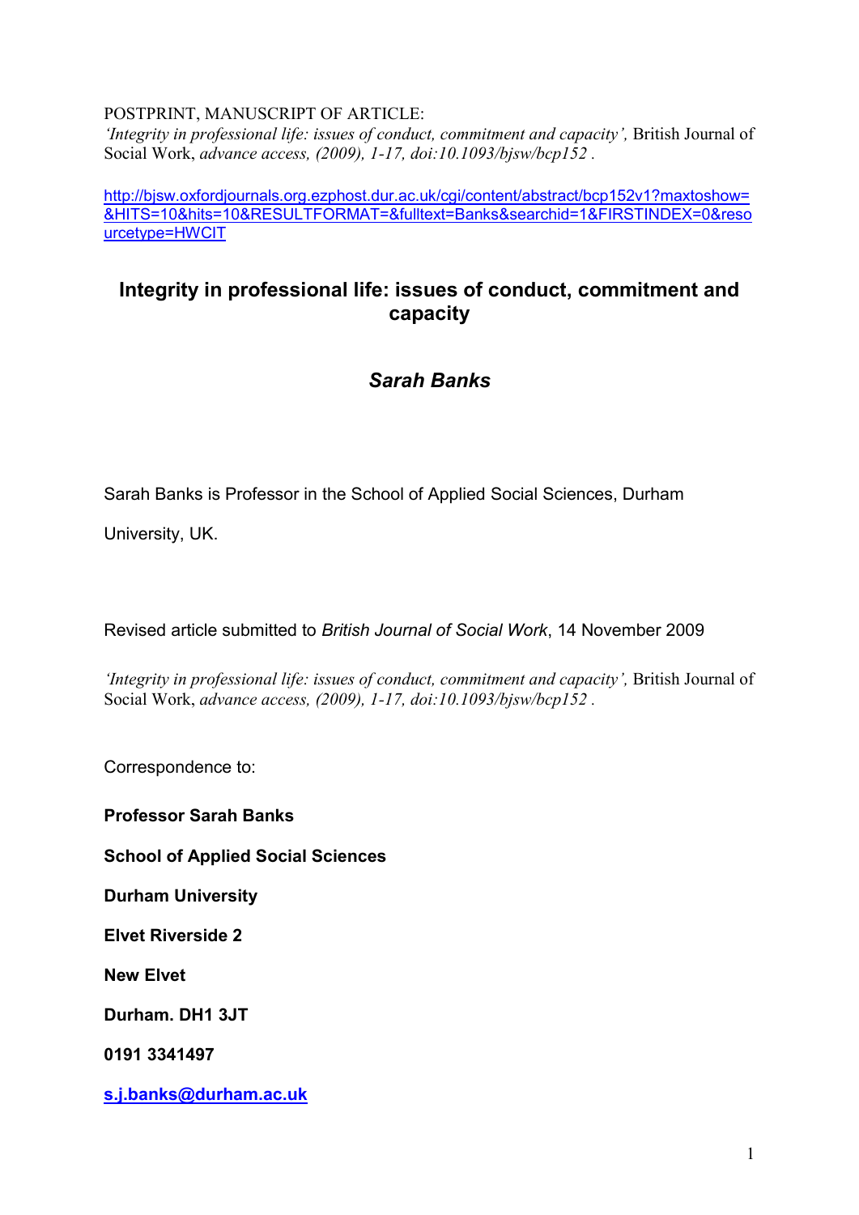POSTPRINT, MANUSCRIPT OF ARTICLE:
*'Integrity in professional life: issues of conduct, commitment and capacity',* British Journal of Social Work, *advance access, (2009), 1-17, doi:10.1093/bjsw/bcp152 .*

[http://bjsw.oxfordjournals.org.ezphost.dur.ac.uk/cgi/content/abstract/bcp152v1?maxtoshow=&HITS=10&hits=10&RESULTFORMAT=&fulltext=Banks&searchid=1&FIRSTINDEX=0&resourcetype=HWCIT](http://bjsw.oxfordjournals.org.ezphost.dur.ac.uk/cgi/content/abstract/bcp152v1?maxtoshow=&HITS=10&hits=10&RESULTFORMAT=&fulltext=Banks&searchid=1&FIRSTINDEX=0&resourcetype=HWCIT)

# Integrity in professional life: issues of conduct, commitment and capacity

## *Sarah Banks*

Sarah Banks is Professor in the School of Applied Social Sciences, Durham University, UK.

Revised article submitted to *British Journal of Social Work*, 14 November 2009

*'Integrity in professional life: issues of conduct, commitment and capacity',* British Journal of Social Work, *advance access, (2009), 1-17, doi:10.1093/bjsw/bcp152 .*

Correspondence to:

**Professor Sarah Banks**

**School of Applied Social Sciences**

**Durham University**

**Elvet Riverside 2**

**New Elvet**

**Durham. DH1 3JT**

**0191 3341497**

**[s.j.banks@durham.ac.uk](mailto:s.j.banks@durham.ac.uk)**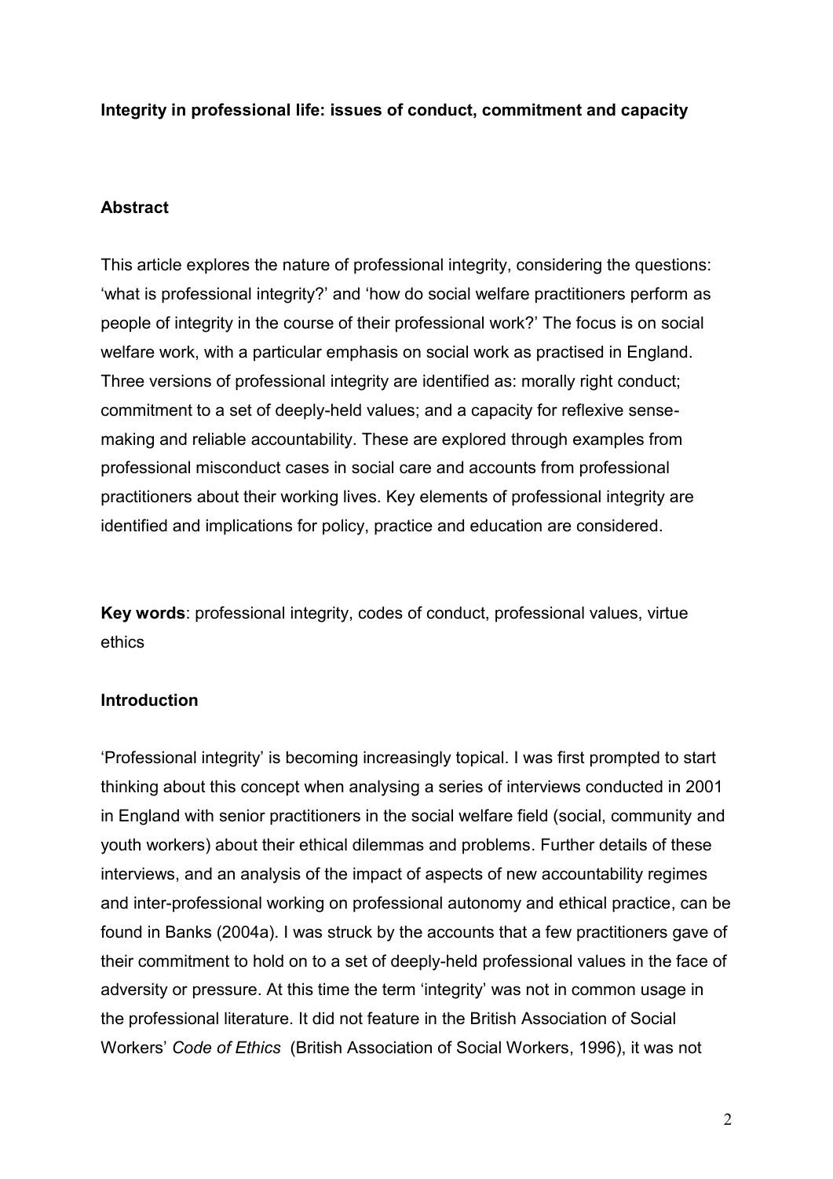**Integrity in professional life: issues of conduct, commitment and capacity**

## Abstract

This article explores the nature of professional integrity, considering the questions: 'what is professional integrity?' and 'how do social welfare practitioners perform as people of integrity in the course of their professional work?' The focus is on social welfare work, with a particular emphasis on social work as practised in England. Three versions of professional integrity are identified as: morally right conduct; commitment to a set of deeply-held values; and a capacity for reflexive sense-making and reliable accountability. These are explored through examples from professional misconduct cases in social care and accounts from professional practitioners about their working lives. Key elements of professional integrity are identified and implications for policy, practice and education are considered.

**Key words**: professional integrity, codes of conduct, professional values, virtue ethics

## Introduction

'Professional integrity' is becoming increasingly topical. I was first prompted to start thinking about this concept when analysing a series of interviews conducted in 2001 in England with senior practitioners in the social welfare field (social, community and youth workers) about their ethical dilemmas and problems. Further details of these interviews, and an analysis of the impact of aspects of new accountability regimes and inter-professional working on professional autonomy and ethical practice, can be found in Banks (2004a). I was struck by the accounts that a few practitioners gave of their commitment to hold on to a set of deeply-held professional values in the face of adversity or pressure. At this time the term 'integrity' was not in common usage in the professional literature. It did not feature in the British Association of Social Workers' *Code of Ethics* (British Association of Social Workers, 1996), it was not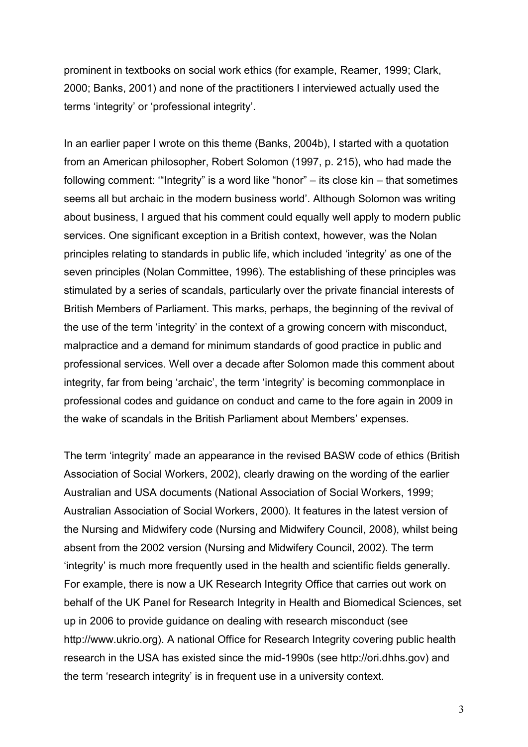prominent in textbooks on social work ethics (for example, Reamer, 1999; Clark, 2000; Banks, 2001) and none of the practitioners I interviewed actually used the terms 'integrity' or 'professional integrity'.

In an earlier paper I wrote on this theme (Banks, 2004b), I started with a quotation from an American philosopher, Robert Solomon (1997, p. 215), who had made the following comment: '"Integrity" is a word like "honor" – its close kin – that sometimes seems all but archaic in the modern business world'. Although Solomon was writing about business, I argued that his comment could equally well apply to modern public services. One significant exception in a British context, however, was the Nolan principles relating to standards in public life, which included 'integrity' as one of the seven principles (Nolan Committee, 1996). The establishing of these principles was stimulated by a series of scandals, particularly over the private financial interests of British Members of Parliament. This marks, perhaps, the beginning of the revival of the use of the term 'integrity' in the context of a growing concern with misconduct, malpractice and a demand for minimum standards of good practice in public and professional services. Well over a decade after Solomon made this comment about integrity, far from being 'archaic', the term 'integrity' is becoming commonplace in professional codes and guidance on conduct and came to the fore again in 2009 in the wake of scandals in the British Parliament about Members' expenses.

The term 'integrity' made an appearance in the revised BASW code of ethics (British Association of Social Workers, 2002), clearly drawing on the wording of the earlier Australian and USA documents (National Association of Social Workers, 1999; Australian Association of Social Workers, 2000). It features in the latest version of the Nursing and Midwifery code (Nursing and Midwifery Council, 2008), whilst being absent from the 2002 version (Nursing and Midwifery Council, 2002). The term 'integrity' is much more frequently used in the health and scientific fields generally. For example, there is now a UK Research Integrity Office that carries out work on behalf of the UK Panel for Research Integrity in Health and Biomedical Sciences, set up in 2006 to provide guidance on dealing with research misconduct (see http://www.ukrio.org). A national Office for Research Integrity covering public health research in the USA has existed since the mid-1990s (see http://ori.dhhs.gov) and the term 'research integrity' is in frequent use in a university context.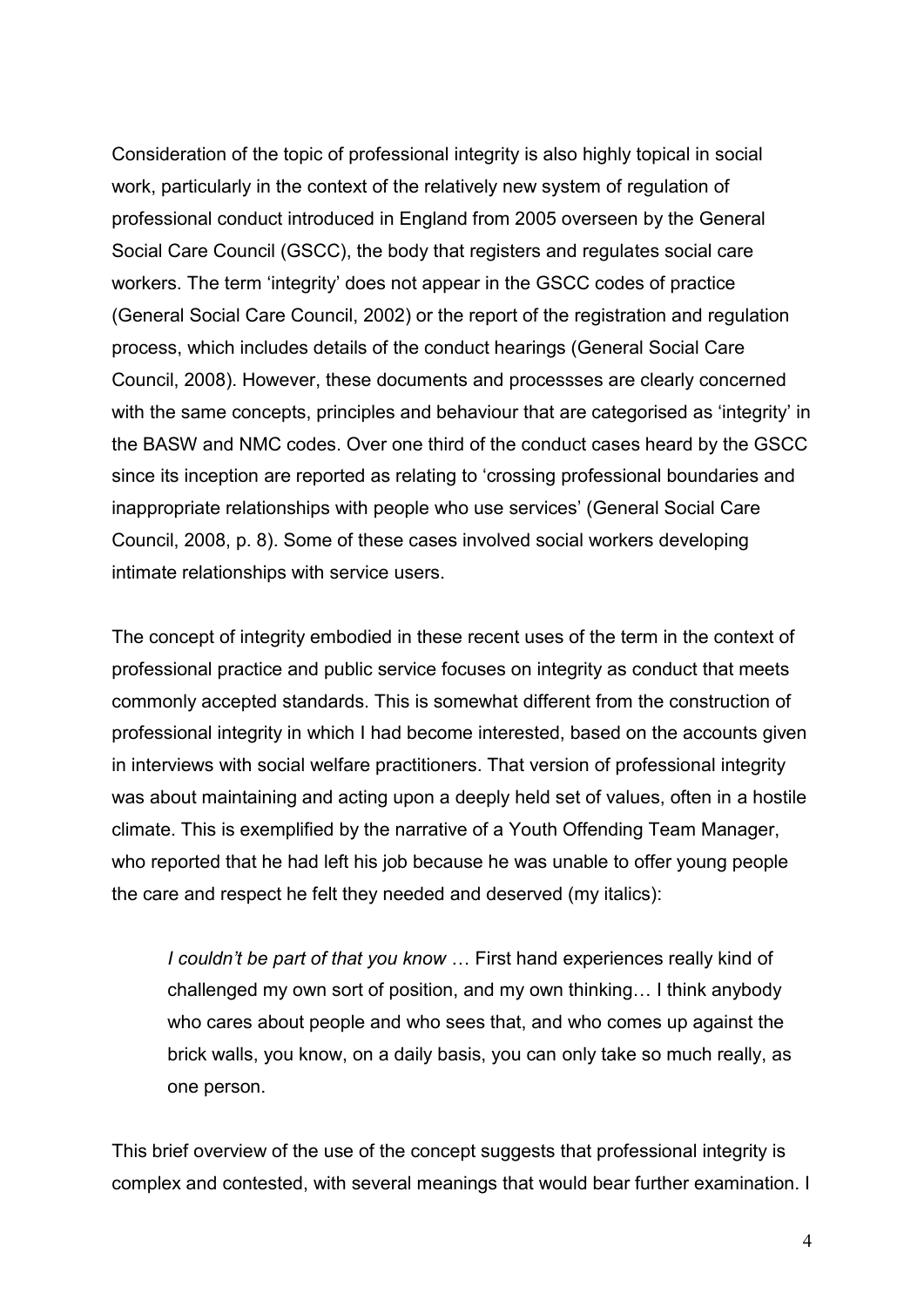Consideration of the topic of professional integrity is also highly topical in social work, particularly in the context of the relatively new system of regulation of professional conduct introduced in England from 2005 overseen by the General Social Care Council (GSCC), the body that registers and regulates social care workers. The term 'integrity' does not appear in the GSCC codes of practice (General Social Care Council, 2002) or the report of the registration and regulation process, which includes details of the conduct hearings (General Social Care Council, 2008). However, these documents and processses are clearly concerned with the same concepts, principles and behaviour that are categorised as 'integrity' in the BASW and NMC codes. Over one third of the conduct cases heard by the GSCC since its inception are reported as relating to 'crossing professional boundaries and inappropriate relationships with people who use services' (General Social Care Council, 2008, p. 8). Some of these cases involved social workers developing intimate relationships with service users.

The concept of integrity embodied in these recent uses of the term in the context of professional practice and public service focuses on integrity as conduct that meets commonly accepted standards. This is somewhat different from the construction of professional integrity in which I had become interested, based on the accounts given in interviews with social welfare practitioners. That version of professional integrity was about maintaining and acting upon a deeply held set of values, often in a hostile climate. This is exemplified by the narrative of a Youth Offending Team Manager, who reported that he had left his job because he was unable to offer young people the care and respect he felt they needed and deserved (my italics):

> *I couldn't be part of that you know* … First hand experiences really kind of challenged my own sort of position, and my own thinking… I think anybody who cares about people and who sees that, and who comes up against the brick walls, you know, on a daily basis, you can only take so much really, as one person.

This brief overview of the use of the concept suggests that professional integrity is complex and contested, with several meanings that would bear further examination. I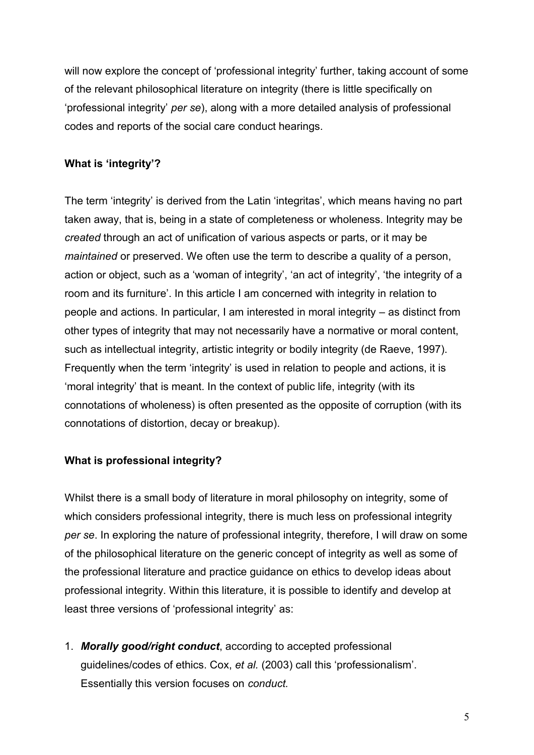will now explore the concept of 'professional integrity' further, taking account of some of the relevant philosophical literature on integrity (there is little specifically on 'professional integrity' *per se*), along with a more detailed analysis of professional codes and reports of the social care conduct hearings.

## What is 'integrity'?

The term 'integrity' is derived from the Latin 'integritas', which means having no part taken away, that is, being in a state of completeness or wholeness. Integrity may be *created* through an act of unification of various aspects or parts, or it may be *maintained* or preserved. We often use the term to describe a quality of a person, action or object, such as a 'woman of integrity', 'an act of integrity', 'the integrity of a room and its furniture'. In this article I am concerned with integrity in relation to people and actions. In particular, I am interested in moral integrity – as distinct from other types of integrity that may not necessarily have a normative or moral content, such as intellectual integrity, artistic integrity or bodily integrity (de Raeve, 1997). Frequently when the term 'integrity' is used in relation to people and actions, it is 'moral integrity' that is meant. In the context of public life, integrity (with its connotations of wholeness) is often presented as the opposite of corruption (with its connotations of distortion, decay or breakup).

## What is professional integrity?

Whilst there is a small body of literature in moral philosophy on integrity, some of which considers professional integrity, there is much less on professional integrity *per se*. In exploring the nature of professional integrity, therefore, I will draw on some of the philosophical literature on the generic concept of integrity as well as some of the professional literature and practice guidance on ethics to develop ideas about professional integrity. Within this literature, it is possible to identify and develop at least three versions of 'professional integrity' as:

1. ***Morally good/right conduct***, according to accepted professional guidelines/codes of ethics. Cox, *et al.* (2003) call this 'professionalism'. Essentially this version focuses on *conduct.*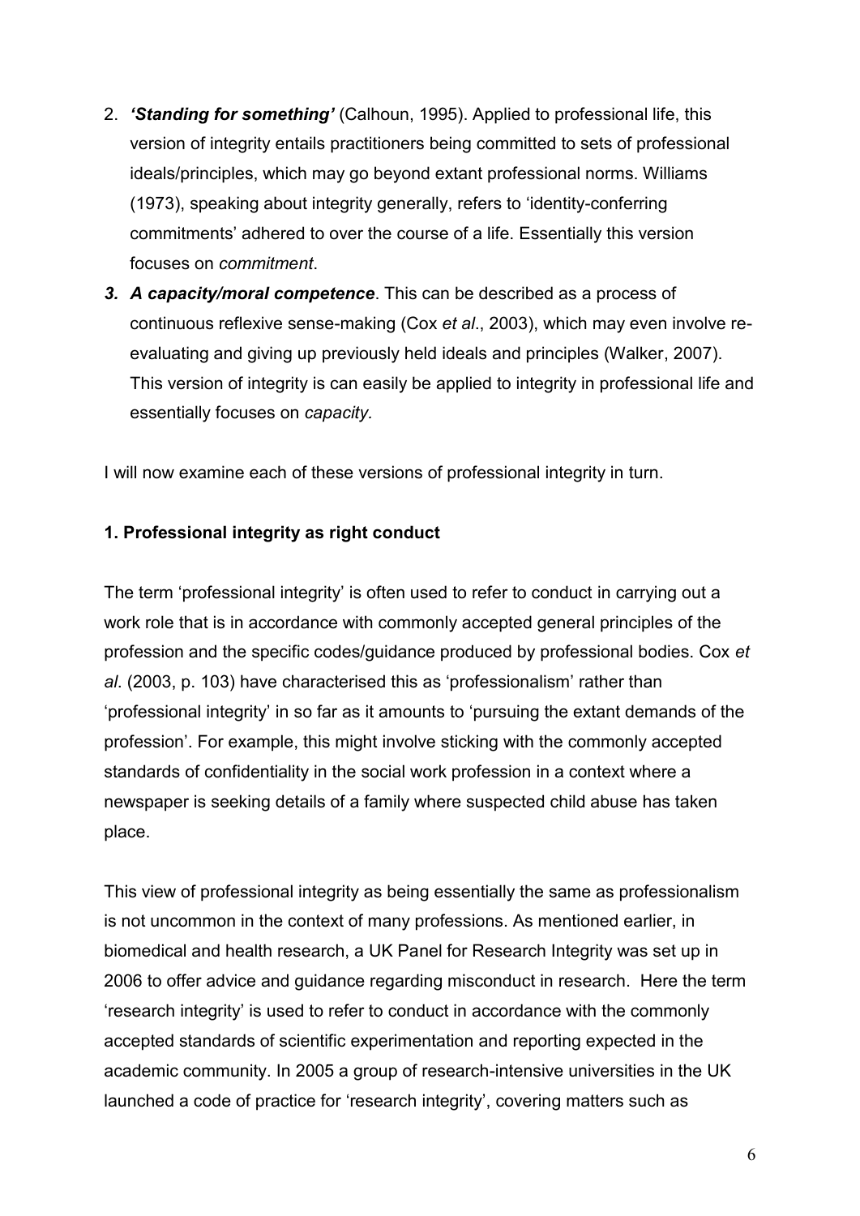2. ***'Standing for something'*** (Calhoun, 1995). Applied to professional life, this version of integrity entails practitioners being committed to sets of professional ideals/principles, which may go beyond extant professional norms. Williams (1973), speaking about integrity generally, refers to 'identity-conferring commitments' adhered to over the course of a life. Essentially this version focuses on *commitment*.
3. ***A capacity/moral competence***. This can be described as a process of continuous reflexive sense-making (Cox *et al*., 2003), which may even involve re-evaluating and giving up previously held ideals and principles (Walker, 2007). This version of integrity is can easily be applied to integrity in professional life and essentially focuses on *capacity*.

I will now examine each of these versions of professional integrity in turn.

**1. Professional integrity as right conduct**

The term 'professional integrity' is often used to refer to conduct in carrying out a work role that is in accordance with commonly accepted general principles of the profession and the specific codes/guidance produced by professional bodies. Cox *et al*. (2003, p. 103) have characterised this as 'professionalism' rather than 'professional integrity' in so far as it amounts to 'pursuing the extant demands of the profession'. For example, this might involve sticking with the commonly accepted standards of confidentiality in the social work profession in a context where a newspaper is seeking details of a family where suspected child abuse has taken place.

This view of professional integrity as being essentially the same as professionalism is not uncommon in the context of many professions. As mentioned earlier, in biomedical and health research, a UK Panel for Research Integrity was set up in 2006 to offer advice and guidance regarding misconduct in research. Here the term 'research integrity' is used to refer to conduct in accordance with the commonly accepted standards of scientific experimentation and reporting expected in the academic community. In 2005 a group of research-intensive universities in the UK launched a code of practice for 'research integrity', covering matters such as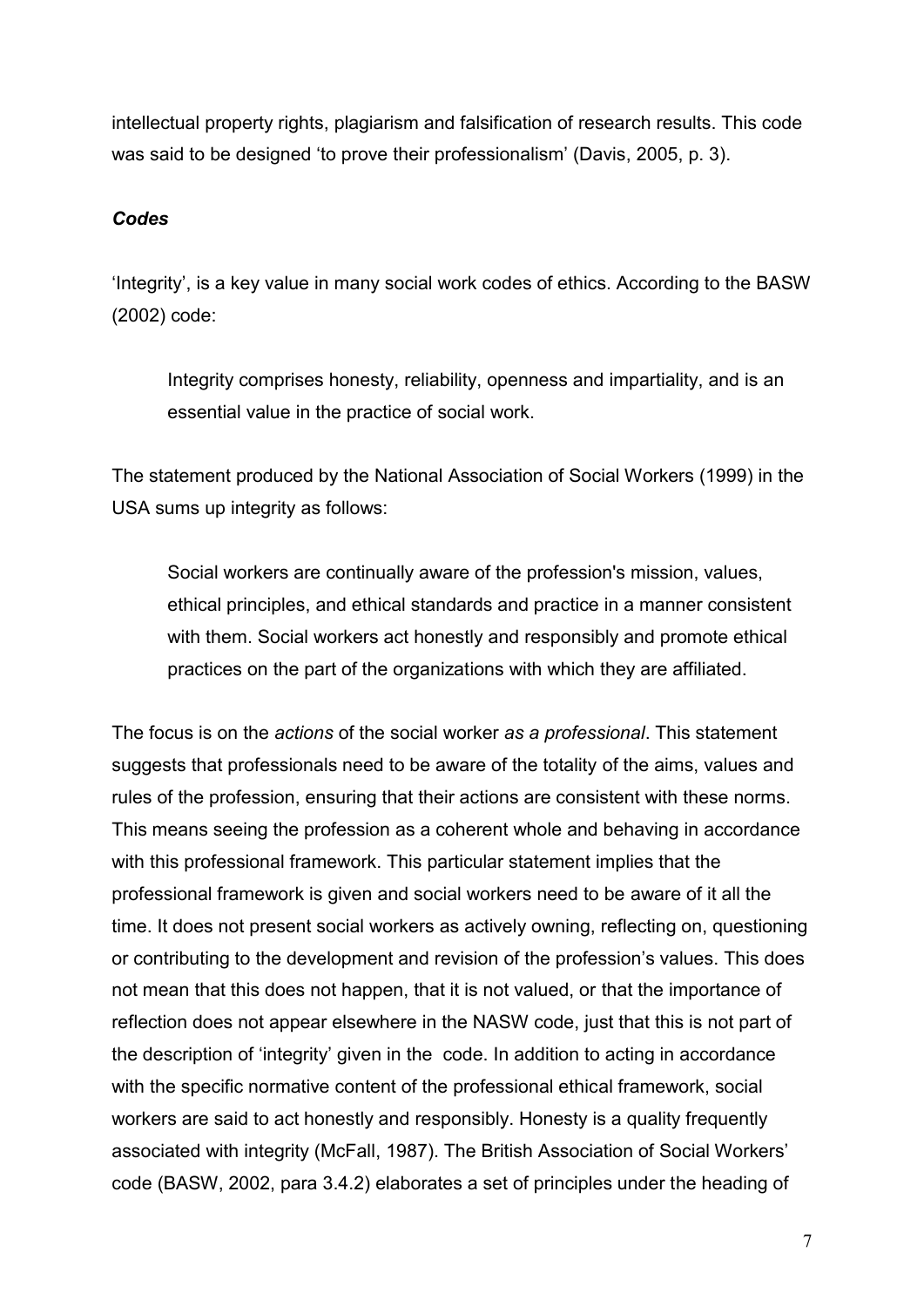intellectual property rights, plagiarism and falsification of research results. This code was said to be designed 'to prove their professionalism' (Davis, 2005, p. 3).

### *Codes*

'Integrity', is a key value in many social work codes of ethics. According to the BASW (2002) code:

> Integrity comprises honesty, reliability, openness and impartiality, and is an essential value in the practice of social work.

The statement produced by the National Association of Social Workers (1999) in the USA sums up integrity as follows:

> Social workers are continually aware of the profession's mission, values, ethical principles, and ethical standards and practice in a manner consistent with them. Social workers act honestly and responsibly and promote ethical practices on the part of the organizations with which they are affiliated.

The focus is on the *actions* of the social worker *as a professional*. This statement suggests that professionals need to be aware of the totality of the aims, values and rules of the profession, ensuring that their actions are consistent with these norms. This means seeing the profession as a coherent whole and behaving in accordance with this professional framework. This particular statement implies that the professional framework is given and social workers need to be aware of it all the time. It does not present social workers as actively owning, reflecting on, questioning or contributing to the development and revision of the profession's values. This does not mean that this does not happen, that it is not valued, or that the importance of reflection does not appear elsewhere in the NASW code, just that this is not part of the description of 'integrity' given in the code. In addition to acting in accordance with the specific normative content of the professional ethical framework, social workers are said to act honestly and responsibly. Honesty is a quality frequently associated with integrity (McFall, 1987). The British Association of Social Workers' code (BASW, 2002, para 3.4.2) elaborates a set of principles under the heading of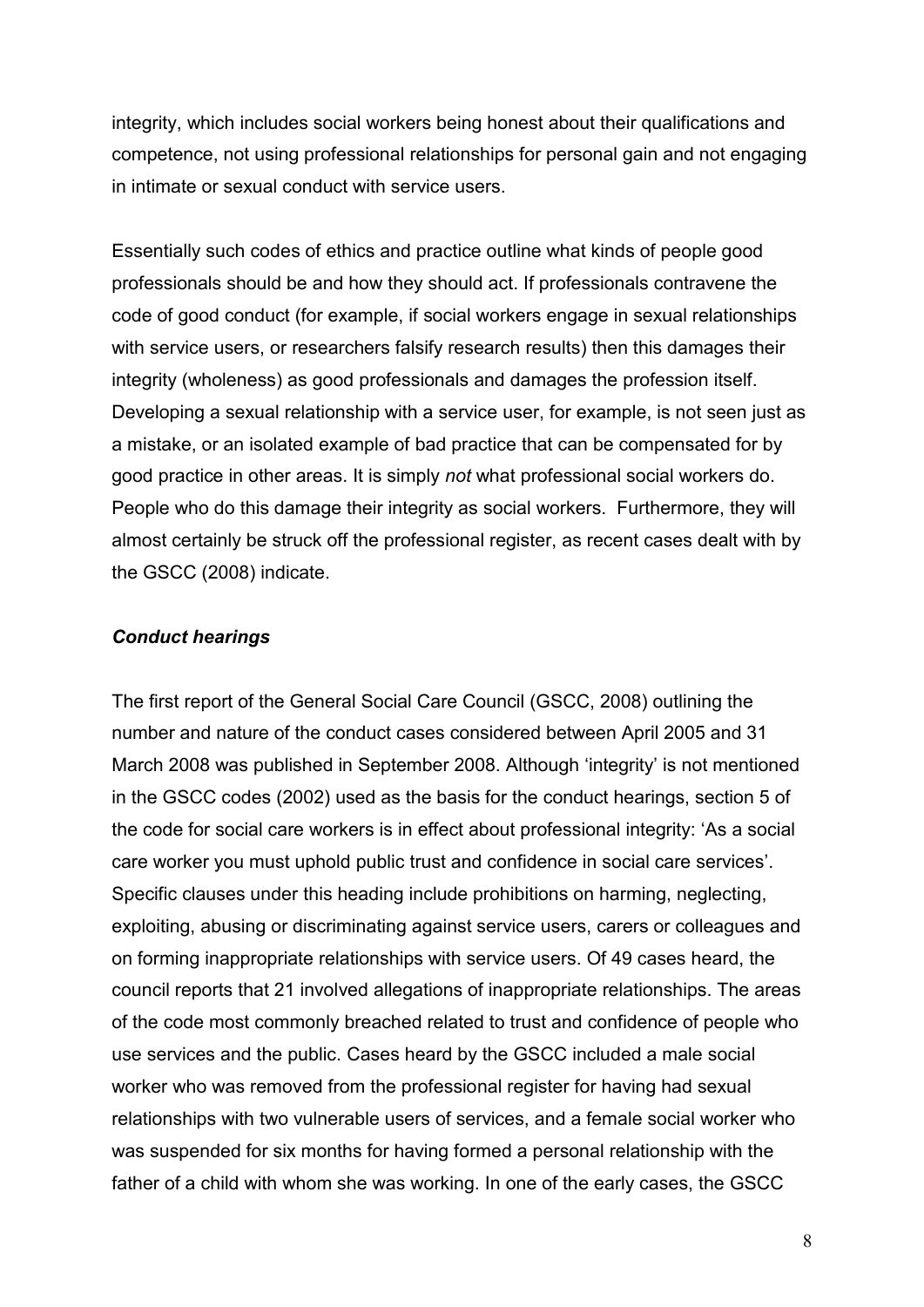integrity, which includes social workers being honest about their qualifications and competence, not using professional relationships for personal gain and not engaging in intimate or sexual conduct with service users.

Essentially such codes of ethics and practice outline what kinds of people good professionals should be and how they should act. If professionals contravene the code of good conduct (for example, if social workers engage in sexual relationships with service users, or researchers falsify research results) then this damages their integrity (wholeness) as good professionals and damages the profession itself. Developing a sexual relationship with a service user, for example, is not seen just as a mistake, or an isolated example of bad practice that can be compensated for by good practice in other areas. It is simply *not* what professional social workers do. People who do this damage their integrity as social workers. Furthermore, they will almost certainly be struck off the professional register, as recent cases dealt with by the GSCC (2008) indicate.

### *Conduct hearings*

The first report of the General Social Care Council (GSCC, 2008) outlining the number and nature of the conduct cases considered between April 2005 and 31 March 2008 was published in September 2008. Although 'integrity' is not mentioned in the GSCC codes (2002) used as the basis for the conduct hearings, section 5 of the code for social care workers is in effect about professional integrity: 'As a social care worker you must uphold public trust and confidence in social care services'. Specific clauses under this heading include prohibitions on harming, neglecting, exploiting, abusing or discriminating against service users, carers or colleagues and on forming inappropriate relationships with service users. Of 49 cases heard, the council reports that 21 involved allegations of inappropriate relationships. The areas of the code most commonly breached related to trust and confidence of people who use services and the public. Cases heard by the GSCC included a male social worker who was removed from the professional register for having had sexual relationships with two vulnerable users of services, and a female social worker who was suspended for six months for having formed a personal relationship with the father of a child with whom she was working. In one of the early cases, the GSCC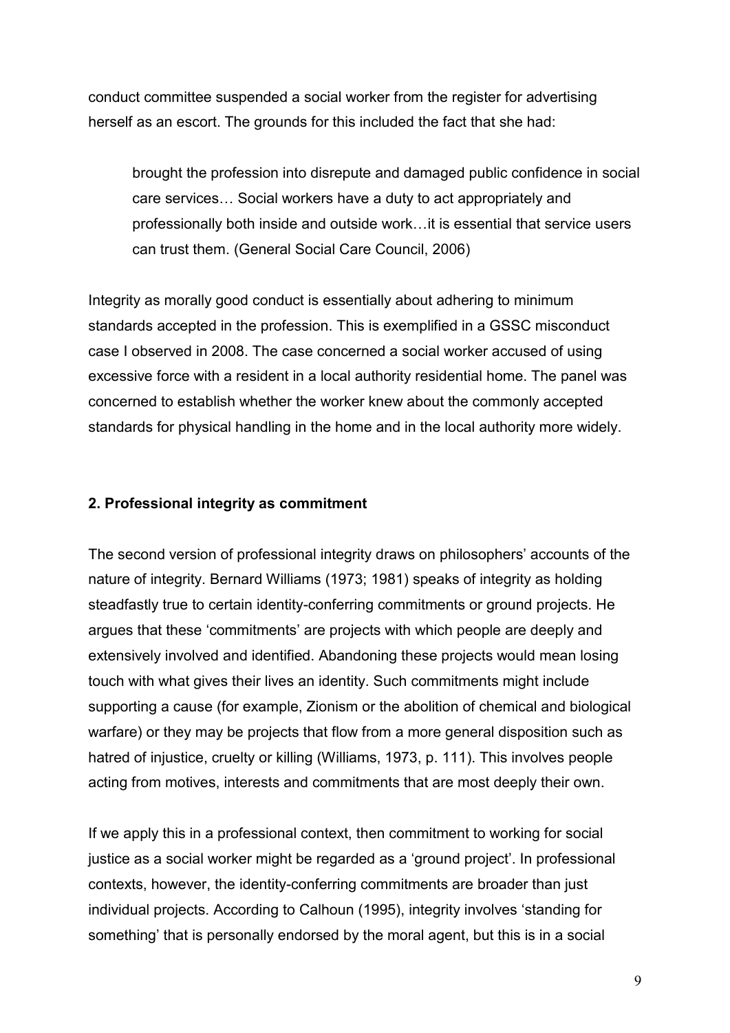conduct committee suspended a social worker from the register for advertising herself as an escort. The grounds for this included the fact that she had:

> brought the profession into disrepute and damaged public confidence in social care services… Social workers have a duty to act appropriately and professionally both inside and outside work…it is essential that service users can trust them. (General Social Care Council, 2006)

Integrity as morally good conduct is essentially about adhering to minimum standards accepted in the profession. This is exemplified in a GSSC misconduct case I observed in 2008. The case concerned a social worker accused of using excessive force with a resident in a local authority residential home. The panel was concerned to establish whether the worker knew about the commonly accepted standards for physical handling in the home and in the local authority more widely.

## 2. Professional integrity as commitment

The second version of professional integrity draws on philosophers' accounts of the nature of integrity. Bernard Williams (1973; 1981) speaks of integrity as holding steadfastly true to certain identity-conferring commitments or ground projects. He argues that these 'commitments' are projects with which people are deeply and extensively involved and identified. Abandoning these projects would mean losing touch with what gives their lives an identity. Such commitments might include supporting a cause (for example, Zionism or the abolition of chemical and biological warfare) or they may be projects that flow from a more general disposition such as hatred of injustice, cruelty or killing (Williams, 1973, p. 111). This involves people acting from motives, interests and commitments that are most deeply their own.

If we apply this in a professional context, then commitment to working for social justice as a social worker might be regarded as a 'ground project'. In professional contexts, however, the identity-conferring commitments are broader than just individual projects. According to Calhoun (1995), integrity involves 'standing for something' that is personally endorsed by the moral agent, but this is in a social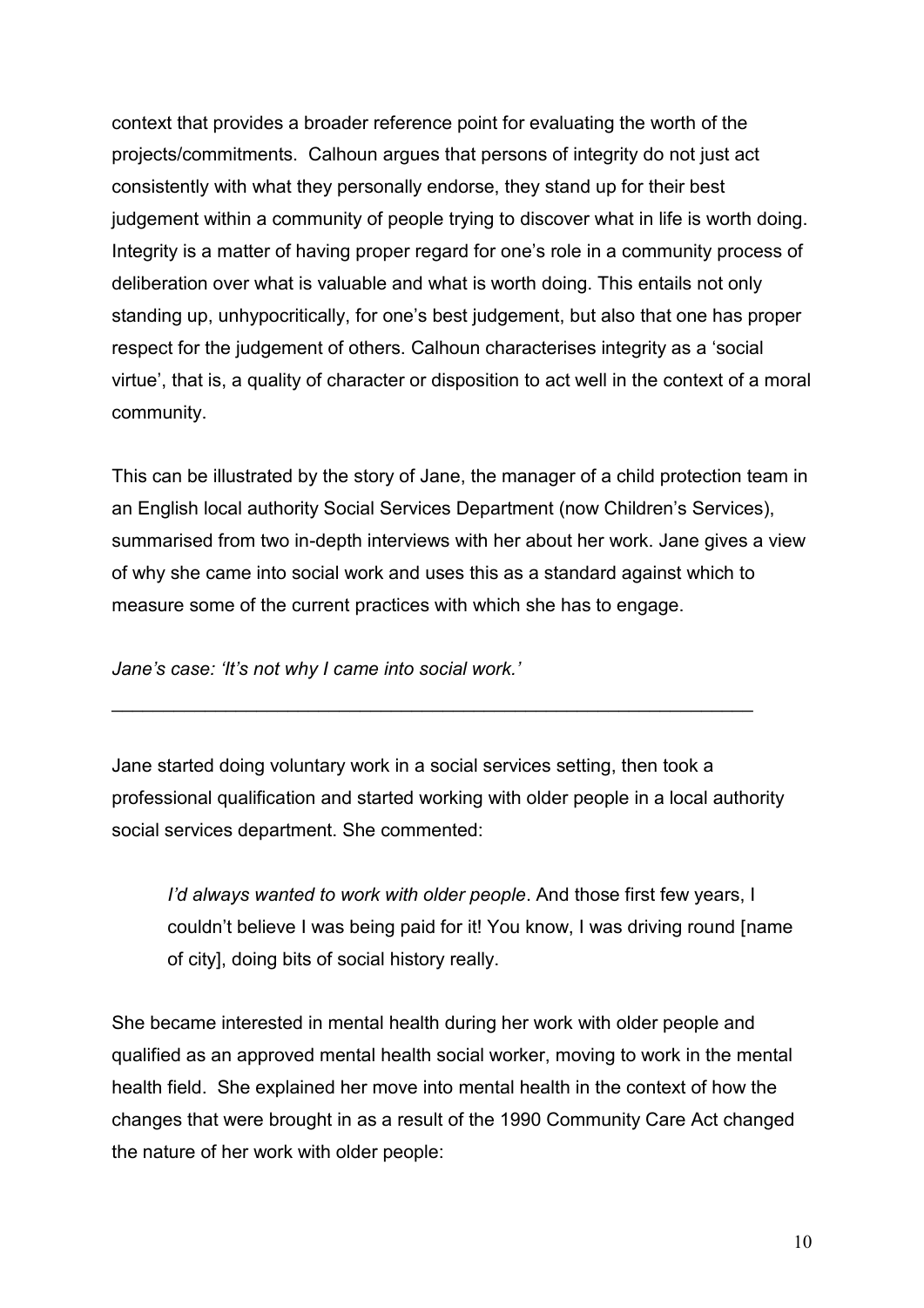context that provides a broader reference point for evaluating the worth of the projects/commitments. Calhoun argues that persons of integrity do not just act consistently with what they personally endorse, they stand up for their best judgement within a community of people trying to discover what in life is worth doing. Integrity is a matter of having proper regard for one's role in a community process of deliberation over what is valuable and what is worth doing. This entails not only standing up, unhypocritically, for one's best judgement, but also that one has proper respect for the judgement of others. Calhoun characterises integrity as a 'social virtue', that is, a quality of character or disposition to act well in the context of a moral community.

This can be illustrated by the story of Jane, the manager of a child protection team in an English local authority Social Services Department (now Children's Services), summarised from two in-depth interviews with her about her work. Jane gives a view of why she came into social work and uses this as a standard against which to measure some of the current practices with which she has to engage.

*Jane's case: 'It's not why I came into social work.'*

---

Jane started doing voluntary work in a social services setting, then took a professional qualification and started working with older people in a local authority social services department. She commented:

> *I'd always wanted to work with older people*. And those first few years, I couldn't believe I was being paid for it! You know, I was driving round [name of city], doing bits of social history really.

She became interested in mental health during her work with older people and qualified as an approved mental health social worker, moving to work in the mental health field. She explained her move into mental health in the context of how the changes that were brought in as a result of the 1990 Community Care Act changed the nature of her work with older people: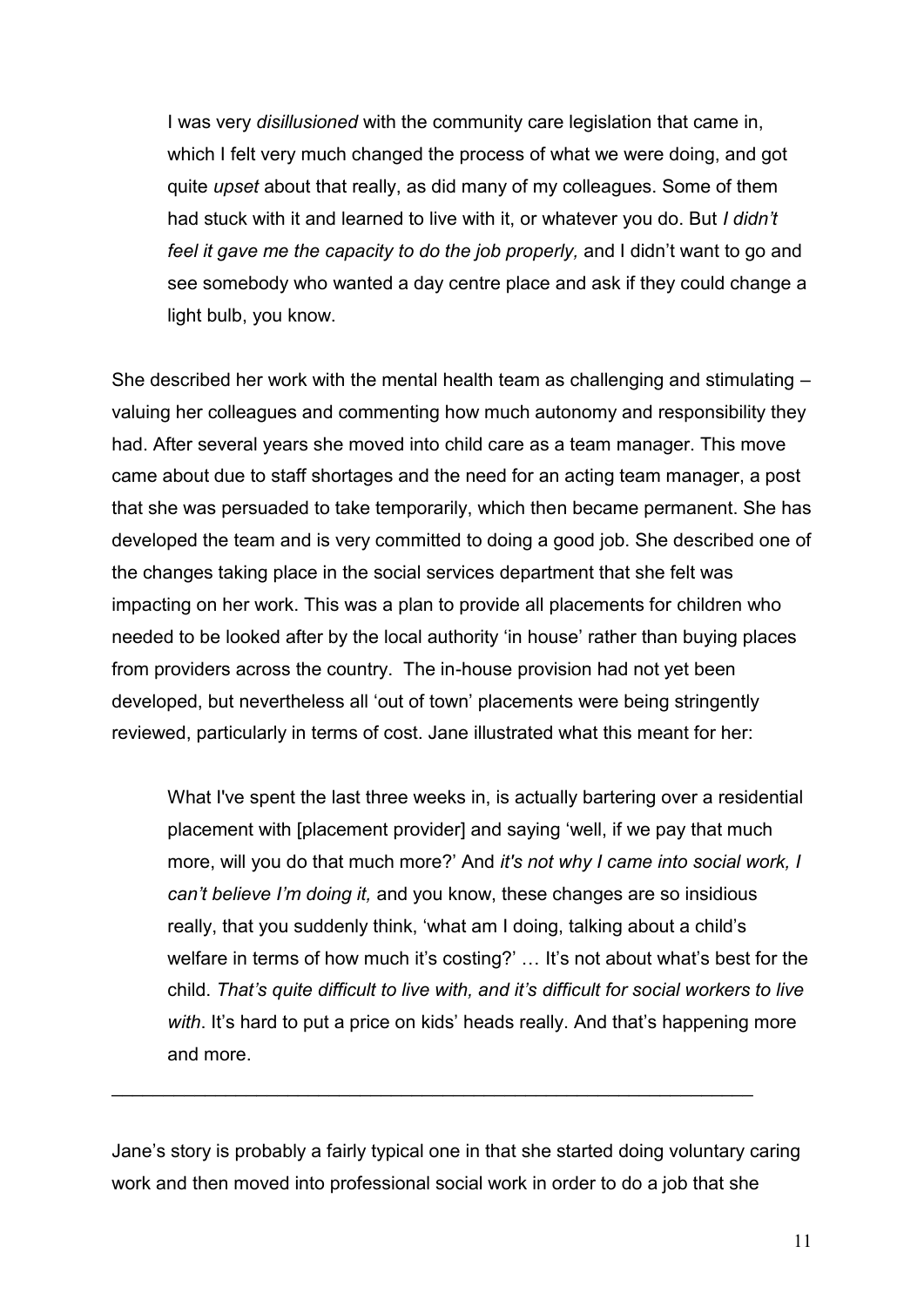> I was very *disillusioned* with the community care legislation that came in, which I felt very much changed the process of what we were doing, and got quite *upset* about that really, as did many of my colleagues. Some of them had stuck with it and learned to live with it, or whatever you do. But *I didn't feel it gave me the capacity to do the job properly,* and I didn't want to go and see somebody who wanted a day centre place and ask if they could change a light bulb, you know.

She described her work with the mental health team as challenging and stimulating – valuing her colleagues and commenting how much autonomy and responsibility they had. After several years she moved into child care as a team manager. This move came about due to staff shortages and the need for an acting team manager, a post that she was persuaded to take temporarily, which then became permanent. She has developed the team and is very committed to doing a good job. She described one of the changes taking place in the social services department that she felt was impacting on her work. This was a plan to provide all placements for children who needed to be looked after by the local authority 'in house' rather than buying places from providers across the country. The in-house provision had not yet been developed, but nevertheless all 'out of town' placements were being stringently reviewed, particularly in terms of cost. Jane illustrated what this meant for her:

> What I've spent the last three weeks in, is actually bartering over a residential placement with [placement provider] and saying 'well, if we pay that much more, will you do that much more?' And *it's not why I came into social work, I can't believe I'm doing it,* and you know, these changes are so insidious really, that you suddenly think, 'what am I doing, talking about a child's welfare in terms of how much it's costing?' … It's not about what's best for the child. *That's quite difficult to live with, and it's difficult for social workers to live with*. It's hard to put a price on kids' heads really. And that's happening more and more.

---

Jane's story is probably a fairly typical one in that she started doing voluntary caring work and then moved into professional social work in order to do a job that she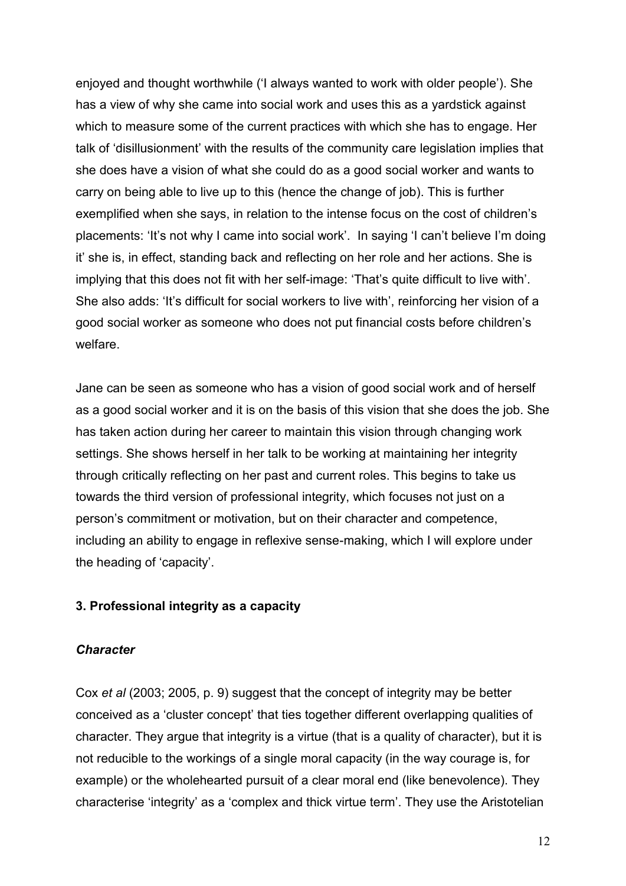enjoyed and thought worthwhile ('I always wanted to work with older people'). She has a view of why she came into social work and uses this as a yardstick against which to measure some of the current practices with which she has to engage. Her talk of 'disillusionment' with the results of the community care legislation implies that she does have a vision of what she could do as a good social worker and wants to carry on being able to live up to this (hence the change of job). This is further exemplified when she says, in relation to the intense focus on the cost of children's placements: 'It's not why I came into social work'. In saying 'I can't believe I'm doing it' she is, in effect, standing back and reflecting on her role and her actions. She is implying that this does not fit with her self-image: 'That's quite difficult to live with'. She also adds: 'It's difficult for social workers to live with', reinforcing her vision of a good social worker as someone who does not put financial costs before children's welfare.

Jane can be seen as someone who has a vision of good social work and of herself as a good social worker and it is on the basis of this vision that she does the job. She has taken action during her career to maintain this vision through changing work settings. She shows herself in her talk to be working at maintaining her integrity through critically reflecting on her past and current roles. This begins to take us towards the third version of professional integrity, which focuses not just on a person's commitment or motivation, but on their character and competence, including an ability to engage in reflexive sense-making, which I will explore under the heading of 'capacity'.

## 3. Professional integrity as a capacity

### *Character*

Cox *et al* (2003; 2005, p. 9) suggest that the concept of integrity may be better conceived as a 'cluster concept' that ties together different overlapping qualities of character. They argue that integrity is a virtue (that is a quality of character), but it is not reducible to the workings of a single moral capacity (in the way courage is, for example) or the wholehearted pursuit of a clear moral end (like benevolence). They characterise 'integrity' as a 'complex and thick virtue term'. They use the Aristotelian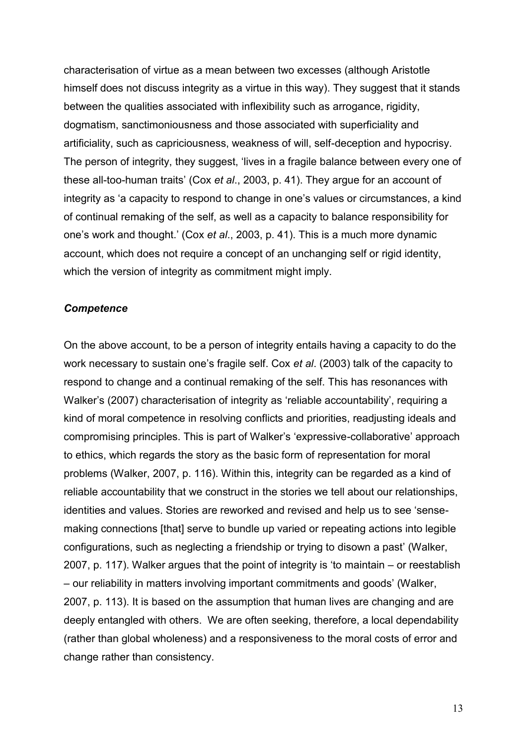characterisation of virtue as a mean between two excesses (although Aristotle himself does not discuss integrity as a virtue in this way). They suggest that it stands between the qualities associated with inflexibility such as arrogance, rigidity, dogmatism, sanctimoniousness and those associated with superficiality and artificiality, such as capriciousness, weakness of will, self-deception and hypocrisy. The person of integrity, they suggest, 'lives in a fragile balance between every one of these all-too-human traits' (Cox *et al*., 2003, p. 41). They argue for an account of integrity as 'a capacity to respond to change in one's values or circumstances, a kind of continual remaking of the self, as well as a capacity to balance responsibility for one's work and thought.' (Cox *et al*., 2003, p. 41). This is a much more dynamic account, which does not require a concept of an unchanging self or rigid identity, which the version of integrity as commitment might imply.

### *Competence*

On the above account, to be a person of integrity entails having a capacity to do the work necessary to sustain one's fragile self. Cox *et al*. (2003) talk of the capacity to respond to change and a continual remaking of the self. This has resonances with Walker's (2007) characterisation of integrity as 'reliable accountability', requiring a kind of moral competence in resolving conflicts and priorities, readjusting ideals and compromising principles. This is part of Walker's 'expressive-collaborative' approach to ethics, which regards the story as the basic form of representation for moral problems (Walker, 2007, p. 116). Within this, integrity can be regarded as a kind of reliable accountability that we construct in the stories we tell about our relationships, identities and values. Stories are reworked and revised and help us to see 'sense-making connections [that] serve to bundle up varied or repeating actions into legible configurations, such as neglecting a friendship or trying to disown a past' (Walker, 2007, p. 117). Walker argues that the point of integrity is 'to maintain – or reestablish – our reliability in matters involving important commitments and goods' (Walker, 2007, p. 113). It is based on the assumption that human lives are changing and are deeply entangled with others. We are often seeking, therefore, a local dependability (rather than global wholeness) and a responsiveness to the moral costs of error and change rather than consistency.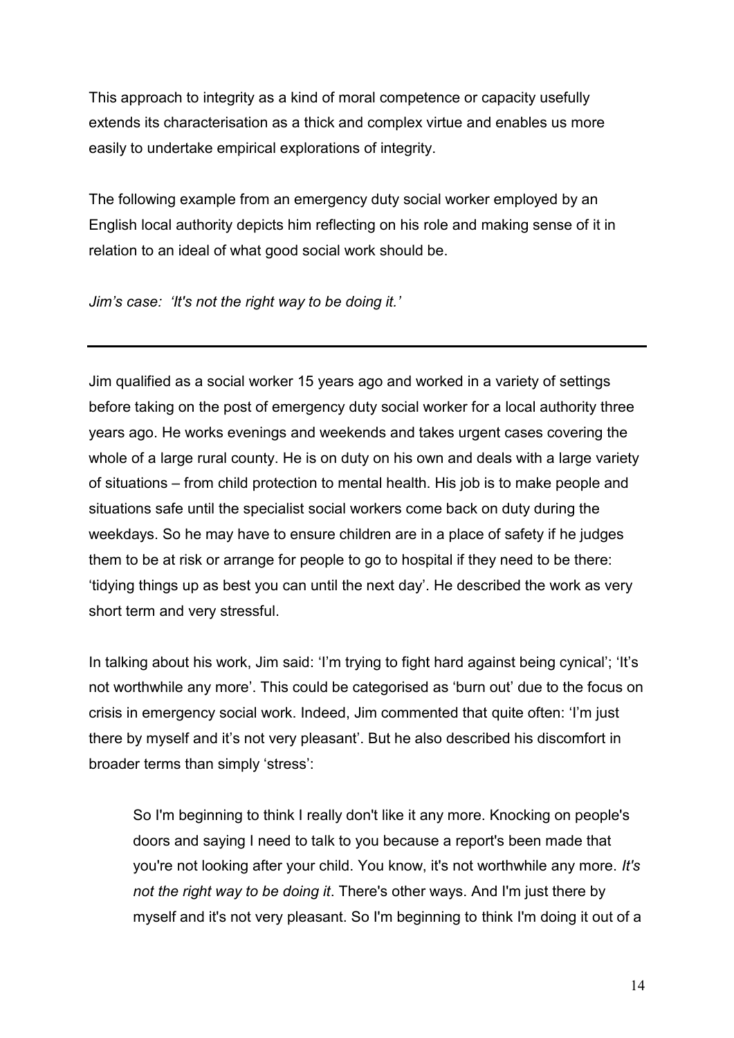This approach to integrity as a kind of moral competence or capacity usefully extends its characterisation as a thick and complex virtue and enables us more easily to undertake empirical explorations of integrity.

The following example from an emergency duty social worker employed by an English local authority depicts him reflecting on his role and making sense of it in relation to an ideal of what good social work should be.

*Jim's case: 'It's not the right way to be doing it.'*

---

Jim qualified as a social worker 15 years ago and worked in a variety of settings before taking on the post of emergency duty social worker for a local authority three years ago. He works evenings and weekends and takes urgent cases covering the whole of a large rural county. He is on duty on his own and deals with a large variety of situations – from child protection to mental health. His job is to make people and situations safe until the specialist social workers come back on duty during the weekdays. So he may have to ensure children are in a place of safety if he judges them to be at risk or arrange for people to go to hospital if they need to be there: 'tidying things up as best you can until the next day'. He described the work as very short term and very stressful.

In talking about his work, Jim said: 'I'm trying to fight hard against being cynical'; 'It's not worthwhile any more'. This could be categorised as 'burn out' due to the focus on crisis in emergency social work. Indeed, Jim commented that quite often: 'I'm just there by myself and it's not very pleasant'. But he also described his discomfort in broader terms than simply 'stress':

> So I'm beginning to think I really don't like it any more. Knocking on people's doors and saying I need to talk to you because a report's been made that you're not looking after your child. You know, it's not worthwhile any more. *It's not the right way to be doing it*. There's other ways. And I'm just there by myself and it's not very pleasant. So I'm beginning to think I'm doing it out of a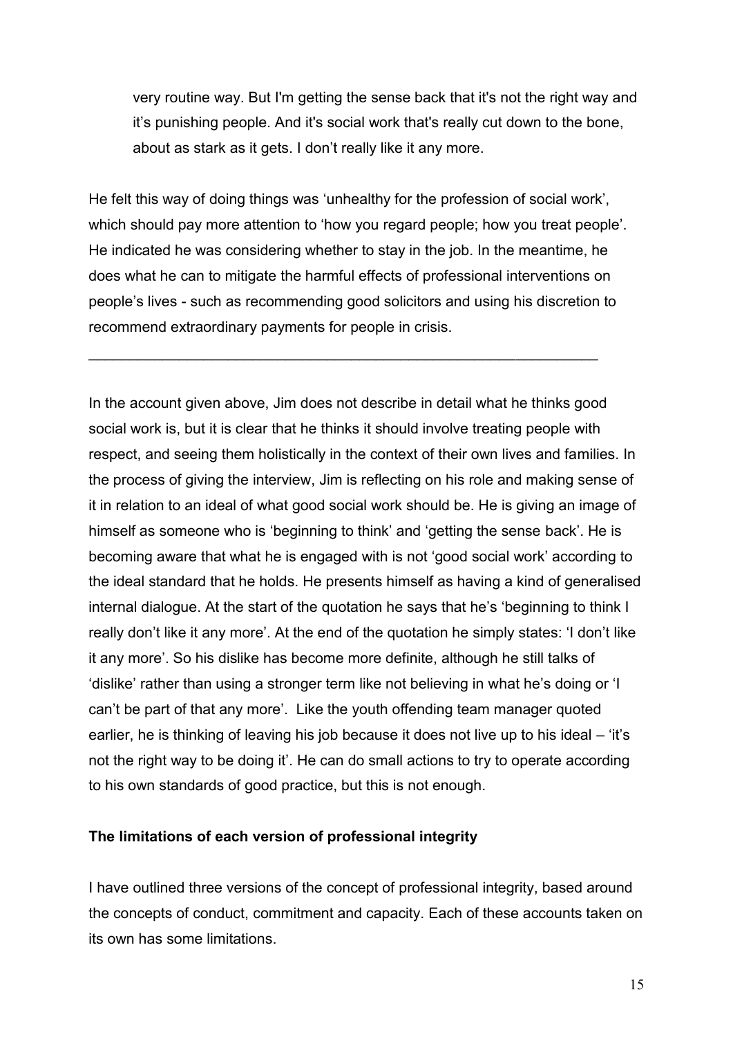> very routine way. But I'm getting the sense back that it's not the right way and it's punishing people. And it's social work that's really cut down to the bone, about as stark as it gets. I don't really like it any more.

He felt this way of doing things was 'unhealthy for the profession of social work', which should pay more attention to 'how you regard people; how you treat people'. He indicated he was considering whether to stay in the job. In the meantime, he does what he can to mitigate the harmful effects of professional interventions on people's lives - such as recommending good solicitors and using his discretion to recommend extraordinary payments for people in crisis.

---

In the account given above, Jim does not describe in detail what he thinks good social work is, but it is clear that he thinks it should involve treating people with respect, and seeing them holistically in the context of their own lives and families. In the process of giving the interview, Jim is reflecting on his role and making sense of it in relation to an ideal of what good social work should be. He is giving an image of himself as someone who is 'beginning to think' and 'getting the sense back'. He is becoming aware that what he is engaged with is not 'good social work' according to the ideal standard that he holds. He presents himself as having a kind of generalised internal dialogue. At the start of the quotation he says that he's 'beginning to think I really don't like it any more'. At the end of the quotation he simply states: 'I don't like it any more'. So his dislike has become more definite, although he still talks of 'dislike' rather than using a stronger term like not believing in what he's doing or 'I can't be part of that any more'. Like the youth offending team manager quoted earlier, he is thinking of leaving his job because it does not live up to his ideal – 'it's not the right way to be doing it'. He can do small actions to try to operate according to his own standards of good practice, but this is not enough.

**The limitations of each version of professional integrity**

I have outlined three versions of the concept of professional integrity, based around the concepts of conduct, commitment and capacity. Each of these accounts taken on its own has some limitations.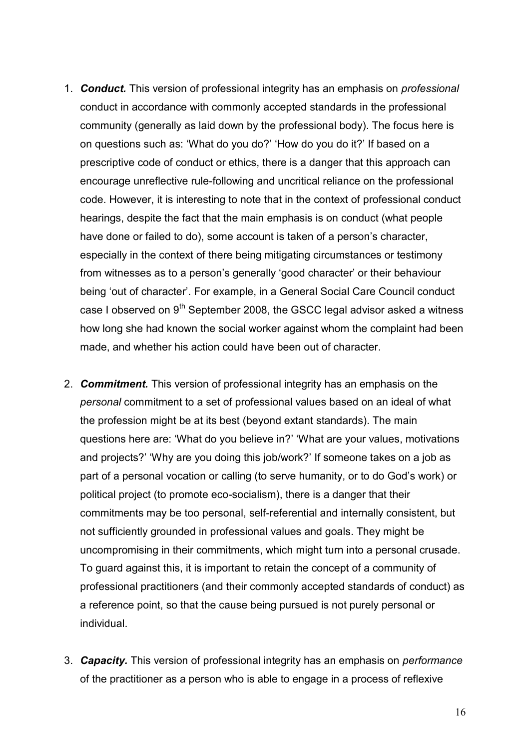1. ***Conduct.*** This version of professional integrity has an emphasis on *professional* conduct in accordance with commonly accepted standards in the professional community (generally as laid down by the professional body). The focus here is on questions such as: 'What do you do?' 'How do you do it?' If based on a prescriptive code of conduct or ethics, there is a danger that this approach can encourage unreflective rule-following and uncritical reliance on the professional code. However, it is interesting to note that in the context of professional conduct hearings, despite the fact that the main emphasis is on conduct (what people have done or failed to do), some account is taken of a person's character, especially in the context of there being mitigating circumstances or testimony from witnesses as to a person's generally 'good character' or their behaviour being 'out of character'. For example, in a General Social Care Council conduct case I observed on 9th September 2008, the GSCC legal advisor asked a witness how long she had known the social worker against whom the complaint had been made, and whether his action could have been out of character.

2. ***Commitment.*** This version of professional integrity has an emphasis on the *personal* commitment to a set of professional values based on an ideal of what the profession might be at its best (beyond extant standards). The main questions here are: 'What do you believe in?' 'What are your values, motivations and projects?' 'Why are you doing this job/work?' If someone takes on a job as part of a personal vocation or calling (to serve humanity, or to do God's work) or political project (to promote eco-socialism), there is a danger that their commitments may be too personal, self-referential and internally consistent, but not sufficiently grounded in professional values and goals. They might be uncompromising in their commitments, which might turn into a personal crusade. To guard against this, it is important to retain the concept of a community of professional practitioners (and their commonly accepted standards of conduct) as a reference point, so that the cause being pursued is not purely personal or individual.

3. ***Capacity.*** This version of professional integrity has an emphasis on *performance* of the practitioner as a person who is able to engage in a process of reflexive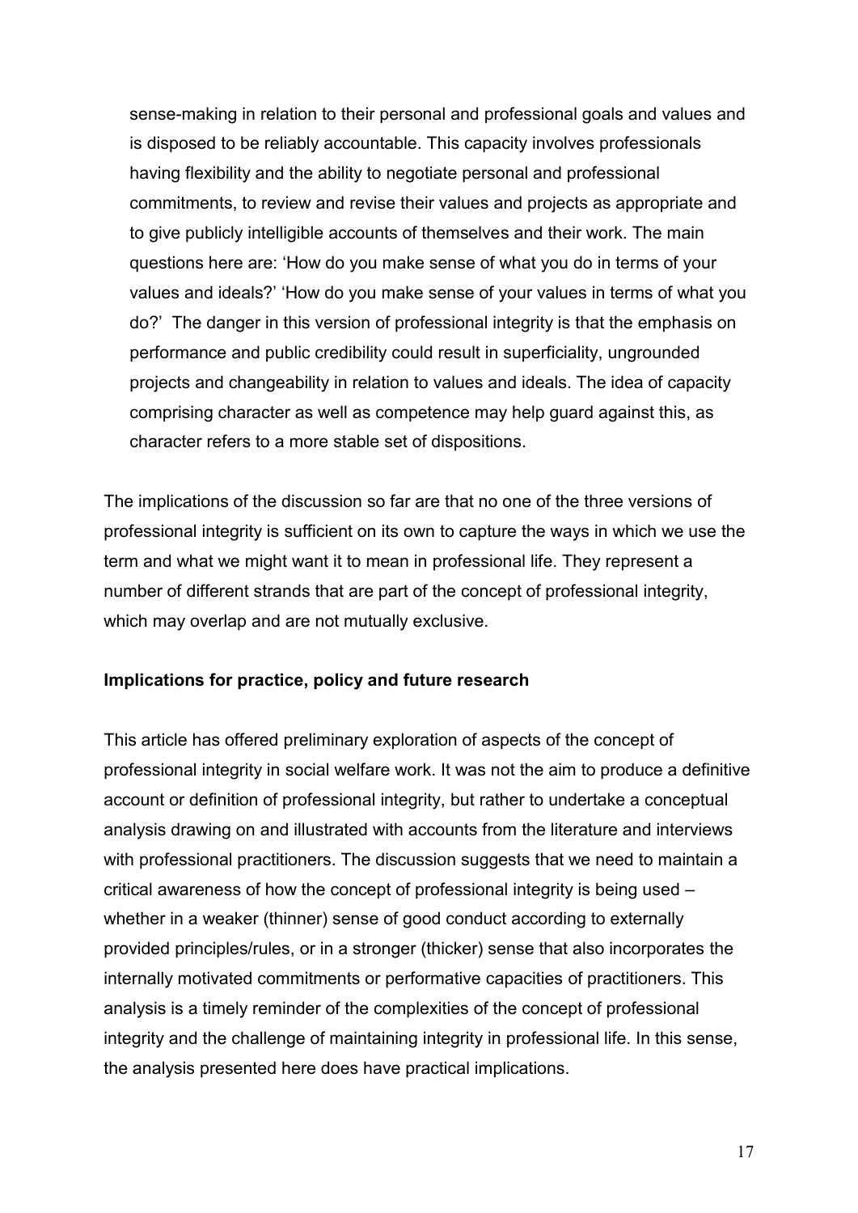sense-making in relation to their personal and professional goals and values and is disposed to be reliably accountable. This capacity involves professionals having flexibility and the ability to negotiate personal and professional commitments, to review and revise their values and projects as appropriate and to give publicly intelligible accounts of themselves and their work. The main questions here are: 'How do you make sense of what you do in terms of your values and ideals?' 'How do you make sense of your values in terms of what you do?' The danger in this version of professional integrity is that the emphasis on performance and public credibility could result in superficiality, ungrounded projects and changeability in relation to values and ideals. The idea of capacity comprising character as well as competence may help guard against this, as character refers to a more stable set of dispositions.

The implications of the discussion so far are that no one of the three versions of professional integrity is sufficient on its own to capture the ways in which we use the term and what we might want it to mean in professional life. They represent a number of different strands that are part of the concept of professional integrity, which may overlap and are not mutually exclusive.

**Implications for practice, policy and future research**

This article has offered preliminary exploration of aspects of the concept of professional integrity in social welfare work. It was not the aim to produce a definitive account or definition of professional integrity, but rather to undertake a conceptual analysis drawing on and illustrated with accounts from the literature and interviews with professional practitioners. The discussion suggests that we need to maintain a critical awareness of how the concept of professional integrity is being used – whether in a weaker (thinner) sense of good conduct according to externally provided principles/rules, or in a stronger (thicker) sense that also incorporates the internally motivated commitments or performative capacities of practitioners. This analysis is a timely reminder of the complexities of the concept of professional integrity and the challenge of maintaining integrity in professional life. In this sense, the analysis presented here does have practical implications.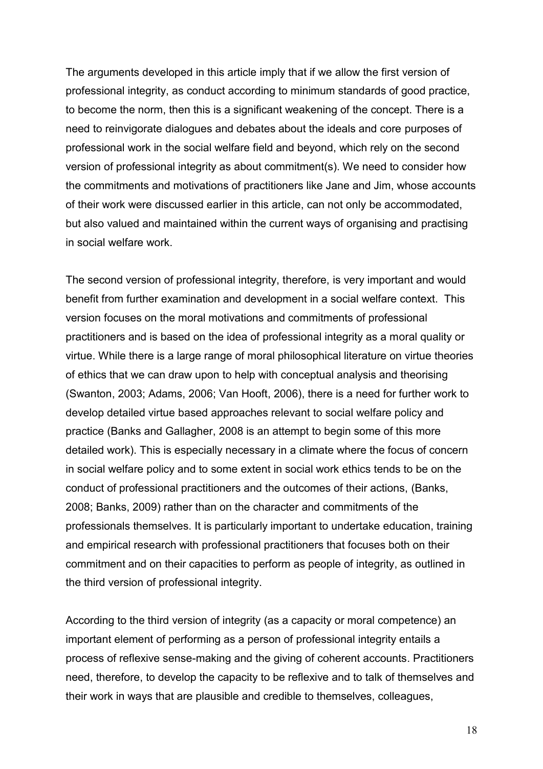The arguments developed in this article imply that if we allow the first version of professional integrity, as conduct according to minimum standards of good practice, to become the norm, then this is a significant weakening of the concept. There is a need to reinvigorate dialogues and debates about the ideals and core purposes of professional work in the social welfare field and beyond, which rely on the second version of professional integrity as about commitment(s). We need to consider how the commitments and motivations of practitioners like Jane and Jim, whose accounts of their work were discussed earlier in this article, can not only be accommodated, but also valued and maintained within the current ways of organising and practising in social welfare work.

The second version of professional integrity, therefore, is very important and would benefit from further examination and development in a social welfare context. This version focuses on the moral motivations and commitments of professional practitioners and is based on the idea of professional integrity as a moral quality or virtue. While there is a large range of moral philosophical literature on virtue theories of ethics that we can draw upon to help with conceptual analysis and theorising (Swanton, 2003; Adams, 2006; Van Hooft, 2006), there is a need for further work to develop detailed virtue based approaches relevant to social welfare policy and practice (Banks and Gallagher, 2008 is an attempt to begin some of this more detailed work). This is especially necessary in a climate where the focus of concern in social welfare policy and to some extent in social work ethics tends to be on the conduct of professional practitioners and the outcomes of their actions, (Banks, 2008; Banks, 2009) rather than on the character and commitments of the professionals themselves. It is particularly important to undertake education, training and empirical research with professional practitioners that focuses both on their commitment and on their capacities to perform as people of integrity, as outlined in the third version of professional integrity.

According to the third version of integrity (as a capacity or moral competence) an important element of performing as a person of professional integrity entails a process of reflexive sense-making and the giving of coherent accounts. Practitioners need, therefore, to develop the capacity to be reflexive and to talk of themselves and their work in ways that are plausible and credible to themselves, colleagues,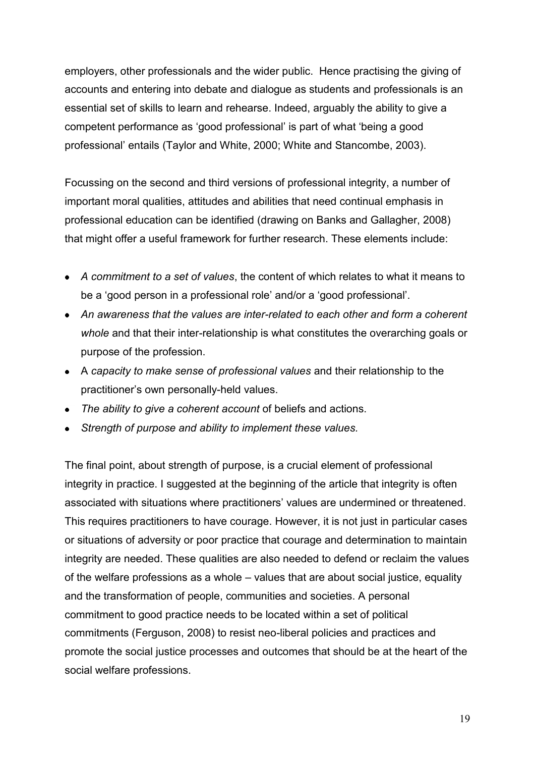employers, other professionals and the wider public. Hence practising the giving of accounts and entering into debate and dialogue as students and professionals is an essential set of skills to learn and rehearse. Indeed, arguably the ability to give a competent performance as 'good professional' is part of what 'being a good professional' entails (Taylor and White, 2000; White and Stancombe, 2003).

Focussing on the second and third versions of professional integrity, a number of important moral qualities, attitudes and abilities that need continual emphasis in professional education can be identified (drawing on Banks and Gallagher, 2008) that might offer a useful framework for further research. These elements include:

- *A commitment to a set of values*, the content of which relates to what it means to be a 'good person in a professional role' and/or a 'good professional'.
- *An awareness that the values are inter-related to each other and form a coherent whole* and that their inter-relationship is what constitutes the overarching goals or purpose of the profession.
- A *capacity to make sense of professional values* and their relationship to the practitioner's own personally-held values.
- *The ability to give a coherent account* of beliefs and actions.
- *Strength of purpose and ability to implement these values.*

The final point, about strength of purpose, is a crucial element of professional integrity in practice. I suggested at the beginning of the article that integrity is often associated with situations where practitioners' values are undermined or threatened. This requires practitioners to have courage. However, it is not just in particular cases or situations of adversity or poor practice that courage and determination to maintain integrity are needed. These qualities are also needed to defend or reclaim the values of the welfare professions as a whole – values that are about social justice, equality and the transformation of people, communities and societies. A personal commitment to good practice needs to be located within a set of political commitments (Ferguson, 2008) to resist neo-liberal policies and practices and promote the social justice processes and outcomes that should be at the heart of the social welfare professions.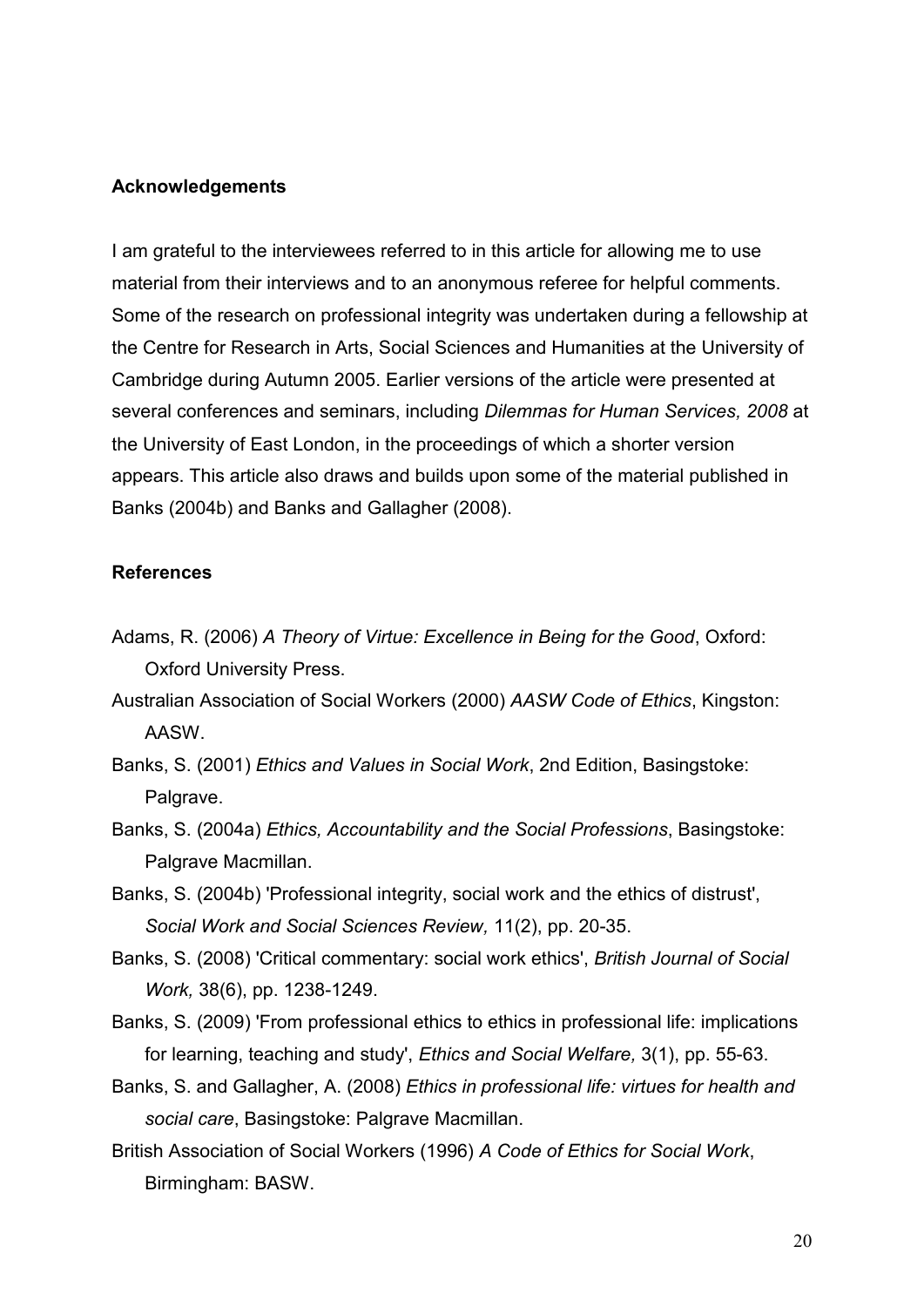## Acknowledgements

I am grateful to the interviewees referred to in this article for allowing me to use material from their interviews and to an anonymous referee for helpful comments. Some of the research on professional integrity was undertaken during a fellowship at the Centre for Research in Arts, Social Sciences and Humanities at the University of Cambridge during Autumn 2005. Earlier versions of the article were presented at several conferences and seminars, including *Dilemmas for Human Services, 2008* at the University of East London, in the proceedings of which a shorter version appears. This article also draws and builds upon some of the material published in Banks (2004b) and Banks and Gallagher (2008).

## References

Adams, R. (2006) *A Theory of Virtue: Excellence in Being for the Good*, Oxford: Oxford University Press.

Australian Association of Social Workers (2000) *AASW Code of Ethics*, Kingston: AASW.

Banks, S. (2001) *Ethics and Values in Social Work*, 2nd Edition, Basingstoke: Palgrave.

Banks, S. (2004a) *Ethics, Accountability and the Social Professions*, Basingstoke: Palgrave Macmillan.

Banks, S. (2004b) 'Professional integrity, social work and the ethics of distrust', *Social Work and Social Sciences Review,* 11(2), pp. 20-35.

Banks, S. (2008) 'Critical commentary: social work ethics', *British Journal of Social Work,* 38(6), pp. 1238-1249.

Banks, S. (2009) 'From professional ethics to ethics in professional life: implications for learning, teaching and study', *Ethics and Social Welfare,* 3(1), pp. 55-63.

Banks, S. and Gallagher, A. (2008) *Ethics in professional life: virtues for health and social care*, Basingstoke: Palgrave Macmillan.

British Association of Social Workers (1996) *A Code of Ethics for Social Work*, Birmingham: BASW.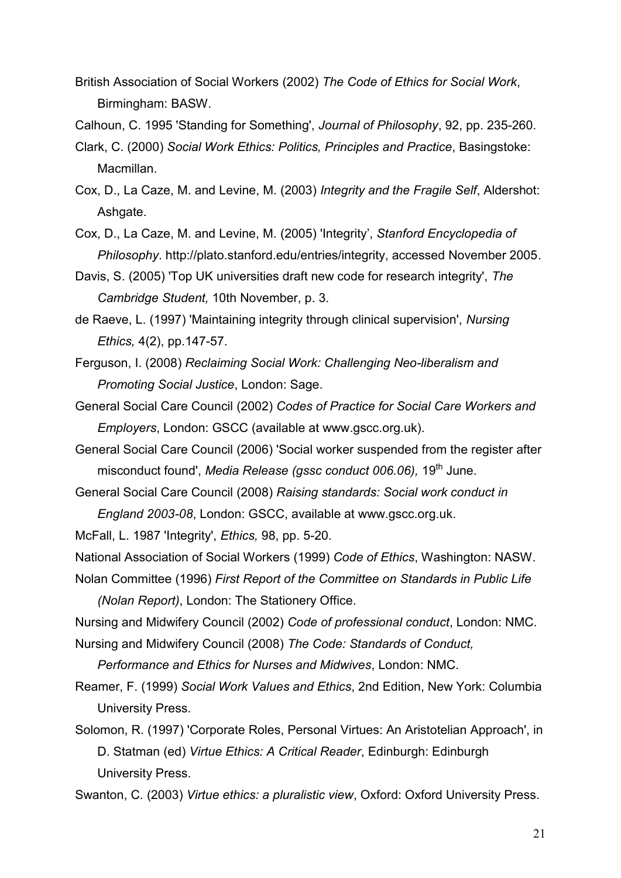British Association of Social Workers (2002) *The Code of Ethics for Social Work*, Birmingham: BASW.

Calhoun, C. 1995 'Standing for Something', *Journal of Philosophy*, 92, pp. 235-260.

Clark, C. (2000) *Social Work Ethics: Politics, Principles and Practice*, Basingstoke: Macmillan.

Cox, D., La Caze, M. and Levine, M. (2003) *Integrity and the Fragile Self*, Aldershot: Ashgate.

Cox, D., La Caze, M. and Levine, M. (2005) 'Integrity', *Stanford Encyclopedia of Philosophy*. http://plato.stanford.edu/entries/integrity, accessed November 2005.

Davis, S. (2005) 'Top UK universities draft new code for research integrity', *The Cambridge Student,* 10th November, p. 3.

de Raeve, L. (1997) 'Maintaining integrity through clinical supervision', *Nursing Ethics,* 4(2), pp.147-57.

Ferguson, I. (2008) *Reclaiming Social Work: Challenging Neo-liberalism and Promoting Social Justice*, London: Sage.

General Social Care Council (2002) *Codes of Practice for Social Care Workers and Employers*, London: GSCC (available at www.gscc.org.uk).

General Social Care Council (2006) 'Social worker suspended from the register after misconduct found', *Media Release (gssc conduct 006.06),* 19th June.

General Social Care Council (2008) *Raising standards: Social work conduct in England 2003-08*, London: GSCC, available at www.gscc.org.uk.

McFall, L. 1987 'Integrity', *Ethics,* 98, pp. 5-20.

National Association of Social Workers (1999) *Code of Ethics*, Washington: NASW.

Nolan Committee (1996) *First Report of the Committee on Standards in Public Life (Nolan Report)*, London: The Stationery Office.

Nursing and Midwifery Council (2002) *Code of professional conduct*, London: NMC.

Nursing and Midwifery Council (2008) *The Code: Standards of Conduct, Performance and Ethics for Nurses and Midwives*, London: NMC.

Reamer, F. (1999) *Social Work Values and Ethics*, 2nd Edition, New York: Columbia University Press.

Solomon, R. (1997) 'Corporate Roles, Personal Virtues: An Aristotelian Approach', in D. Statman (ed) *Virtue Ethics: A Critical Reader*, Edinburgh: Edinburgh University Press.

Swanton, C. (2003) *Virtue ethics: a pluralistic view*, Oxford: Oxford University Press.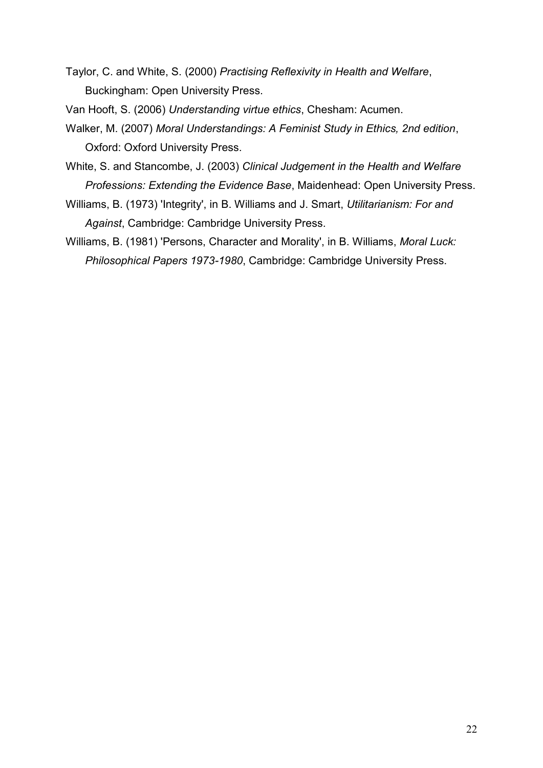Taylor, C. and White, S. (2000) *Practising Reflexivity in Health and Welfare*, Buckingham: Open University Press.

Van Hooft, S. (2006) *Understanding virtue ethics*, Chesham: Acumen.

Walker, M. (2007) *Moral Understandings: A Feminist Study in Ethics, 2nd edition*, Oxford: Oxford University Press.

White, S. and Stancombe, J. (2003) *Clinical Judgement in the Health and Welfare Professions: Extending the Evidence Base*, Maidenhead: Open University Press.

Williams, B. (1973) 'Integrity', in B. Williams and J. Smart, *Utilitarianism: For and Against*, Cambridge: Cambridge University Press.

Williams, B. (1981) 'Persons, Character and Morality', in B. Williams, *Moral Luck: Philosophical Papers 1973-1980*, Cambridge: Cambridge University Press.